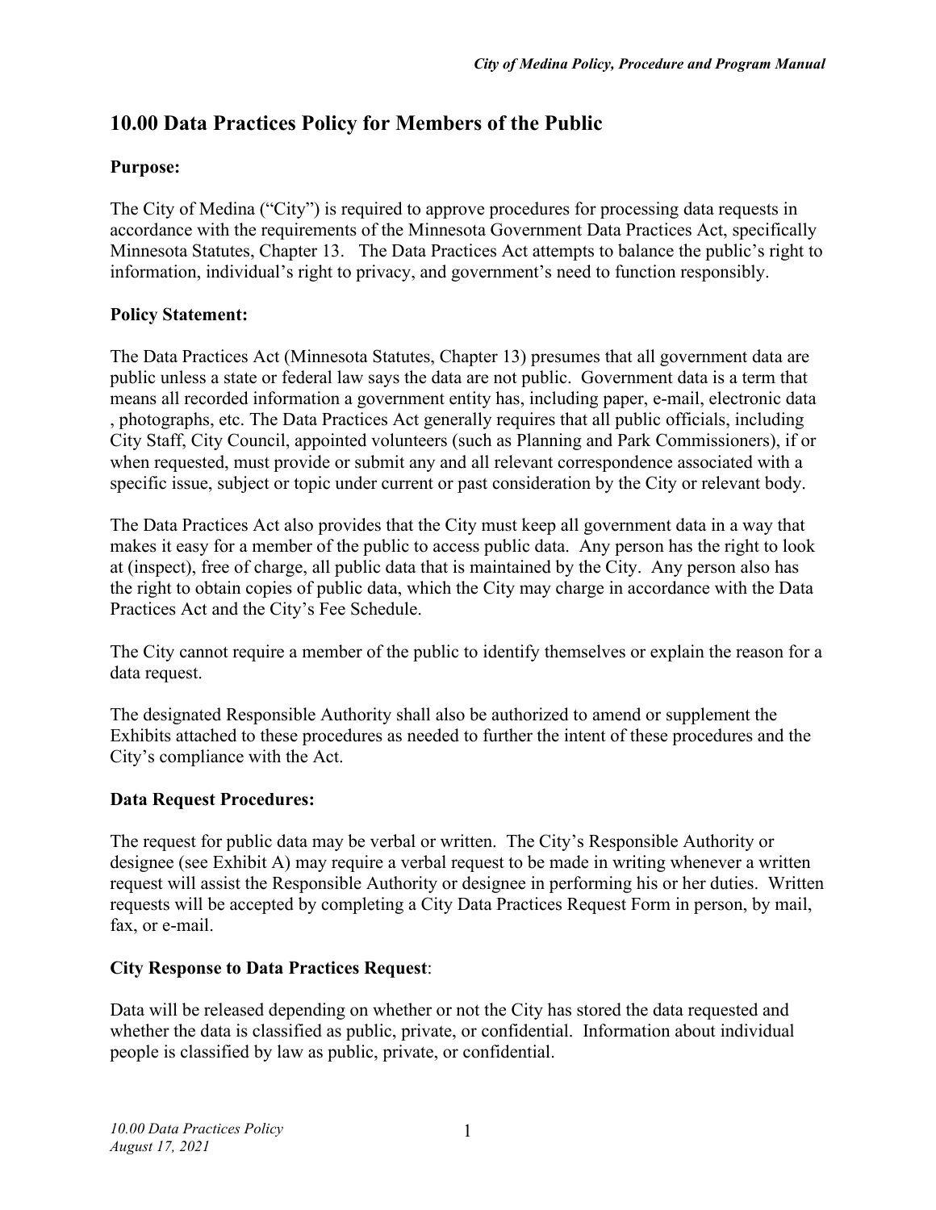# 10.00 Data Practices Policy for Members of the Public

**Purpose:**

The City of Medina ("City") is required to approve procedures for processing data requests in accordance with the requirements of the Minnesota Government Data Practices Act, specifically Minnesota Statutes, Chapter 13. The Data Practices Act attempts to balance the public's right to information, individual's right to privacy, and government's need to function responsibly.

**Policy Statement:**

The Data Practices Act (Minnesota Statutes, Chapter 13) presumes that all government data are public unless a state or federal law says the data are not public. Government data is a term that means all recorded information a government entity has, including paper, e-mail, electronic data , photographs, etc. The Data Practices Act generally requires that all public officials, including City Staff, City Council, appointed volunteers (such as Planning and Park Commissioners), if or when requested, must provide or submit any and all relevant correspondence associated with a specific issue, subject or topic under current or past consideration by the City or relevant body.

The Data Practices Act also provides that the City must keep all government data in a way that makes it easy for a member of the public to access public data. Any person has the right to look at (inspect), free of charge, all public data that is maintained by the City. Any person also has the right to obtain copies of public data, which the City may charge in accordance with the Data Practices Act and the City's Fee Schedule.

The City cannot require a member of the public to identify themselves or explain the reason for a data request.

The designated Responsible Authority shall also be authorized to amend or supplement the Exhibits attached to these procedures as needed to further the intent of these procedures and the City's compliance with the Act.

**Data Request Procedures:**

The request for public data may be verbal or written. The City's Responsible Authority or designee (see Exhibit A) may require a verbal request to be made in writing whenever a written request will assist the Responsible Authority or designee in performing his or her duties. Written requests will be accepted by completing a City Data Practices Request Form in person, by mail, fax, or e-mail.

**City Response to Data Practices Request**:

Data will be released depending on whether or not the City has stored the data requested and whether the data is classified as public, private, or confidential. Information about individual people is classified by law as public, private, or confidential.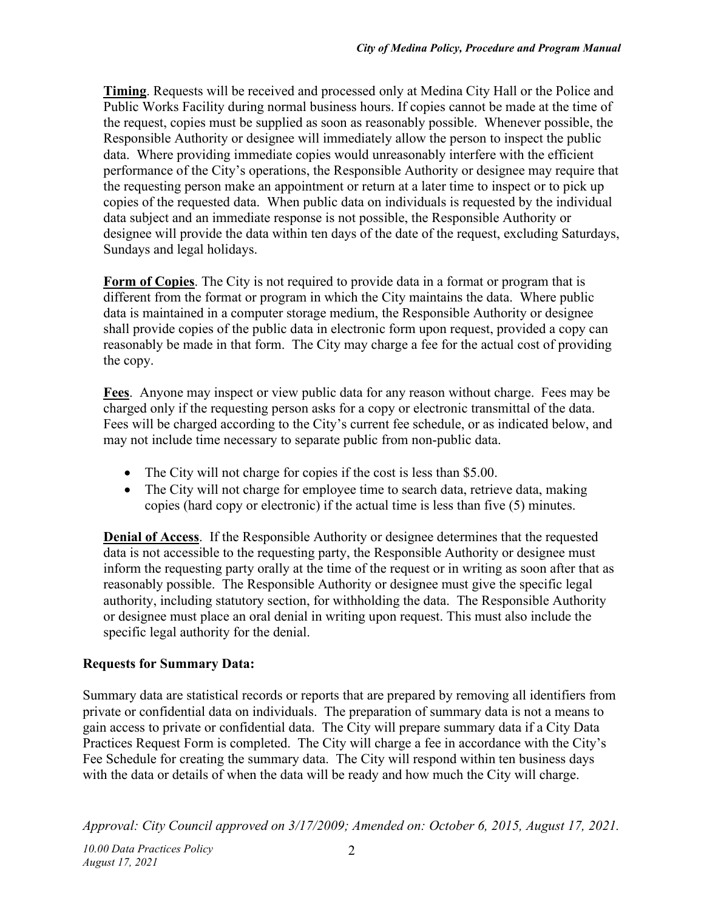**Timing**. Requests will be received and processed only at Medina City Hall or the Police and Public Works Facility during normal business hours. If copies cannot be made at the time of the request, copies must be supplied as soon as reasonably possible. Whenever possible, the Responsible Authority or designee will immediately allow the person to inspect the public data. Where providing immediate copies would unreasonably interfere with the efficient performance of the City's operations, the Responsible Authority or designee may require that the requesting person make an appointment or return at a later time to inspect or to pick up copies of the requested data. When public data on individuals is requested by the individual data subject and an immediate response is not possible, the Responsible Authority or designee will provide the data within ten days of the date of the request, excluding Saturdays, Sundays and legal holidays.

**Form of Copies**. The City is not required to provide data in a format or program that is different from the format or program in which the City maintains the data. Where public data is maintained in a computer storage medium, the Responsible Authority or designee shall provide copies of the public data in electronic form upon request, provided a copy can reasonably be made in that form. The City may charge a fee for the actual cost of providing the copy.

**Fees**. Anyone may inspect or view public data for any reason without charge. Fees may be charged only if the requesting person asks for a copy or electronic transmittal of the data. Fees will be charged according to the City's current fee schedule, or as indicated below, and may not include time necessary to separate public from non-public data.

- The City will not charge for copies if the cost is less than $5.00.
- The City will not charge for employee time to search data, retrieve data, making copies (hard copy or electronic) if the actual time is less than five (5) minutes.

**Denial of Access**. If the Responsible Authority or designee determines that the requested data is not accessible to the requesting party, the Responsible Authority or designee must inform the requesting party orally at the time of the request or in writing as soon after that as reasonably possible. The Responsible Authority or designee must give the specific legal authority, including statutory section, for withholding the data. The Responsible Authority or designee must place an oral denial in writing upon request. This must also include the specific legal authority for the denial.

**Requests for Summary Data:**

Summary data are statistical records or reports that are prepared by removing all identifiers from private or confidential data on individuals. The preparation of summary data is not a means to gain access to private or confidential data. The City will prepare summary data if a City Data Practices Request Form is completed. The City will charge a fee in accordance with the City's Fee Schedule for creating the summary data. The City will respond within ten business days with the data or details of when the data will be ready and how much the City will charge.

*Approval: City Council approved on 3/17/2009; Amended on: October 6, 2015, August 17, 2021.*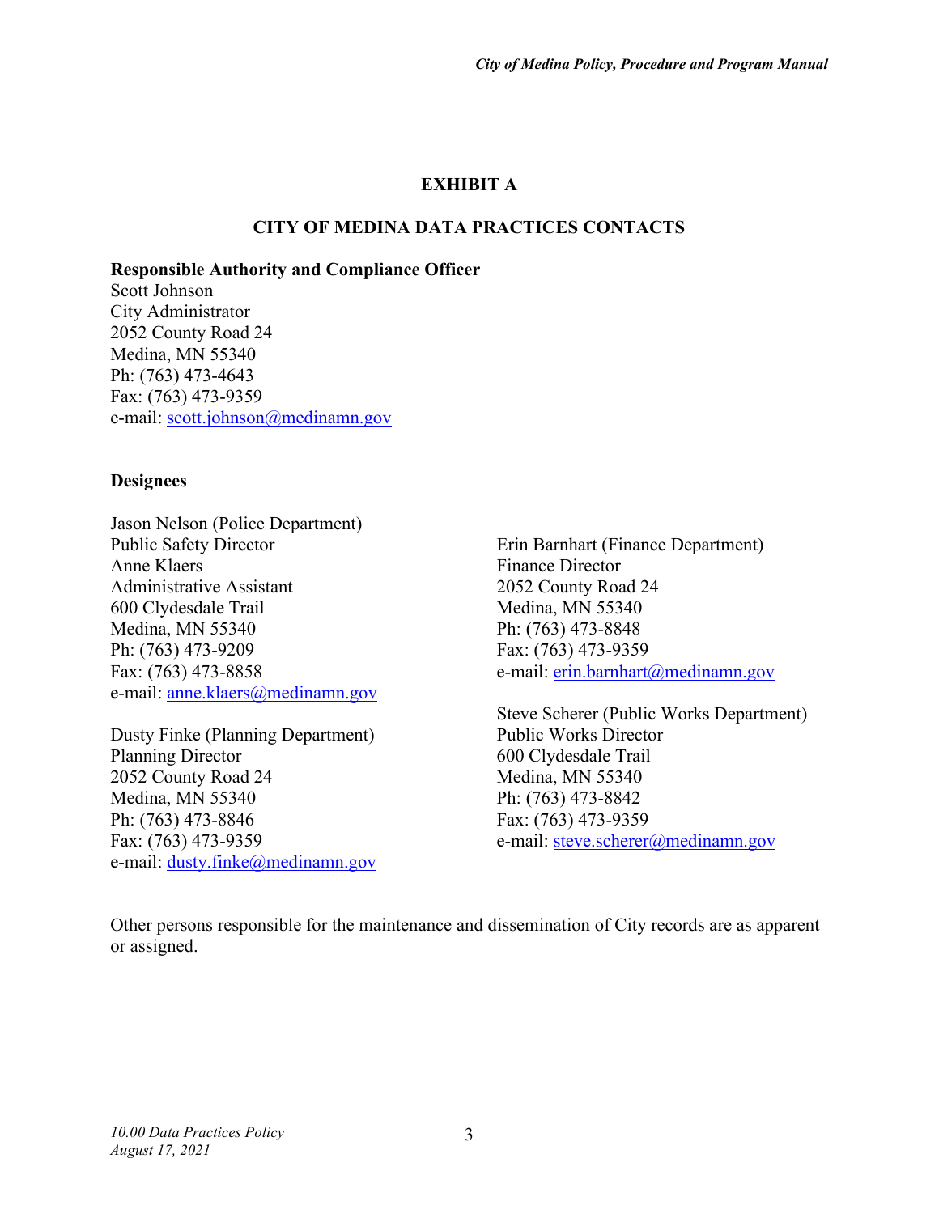# EXHIBIT A

## CITY OF MEDINA DATA PRACTICES CONTACTS

**Responsible Authority and Compliance Officer**
Scott Johnson
City Administrator
2052 County Road 24
Medina, MN 55340
Ph: (763) 473-4643
Fax: (763) 473-9359
e-mail: scott.johnson@medinamn.gov

**Designees**

Jason Nelson (Police Department)
Public Safety Director
Anne Klaers
Administrative Assistant
600 Clydesdale Trail
Medina, MN 55340
Ph: (763) 473-9209
Fax: (763) 473-8858
e-mail: anne.klaers@medinamn.gov

Dusty Finke (Planning Department)
Planning Director
2052 County Road 24
Medina, MN 55340
Ph: (763) 473-8846
Fax: (763) 473-9359
e-mail: dusty.finke@medinamn.gov

Erin Barnhart (Finance Department)
Finance Director
2052 County Road 24
Medina, MN 55340
Ph: (763) 473-8848
Fax: (763) 473-9359
e-mail: erin.barnhart@medinamn.gov

Steve Scherer (Public Works Department)
Public Works Director
600 Clydesdale Trail
Medina, MN 55340
Ph: (763) 473-8842
Fax: (763) 473-9359
e-mail: steve.scherer@medinamn.gov

Other persons responsible for the maintenance and dissemination of City records are as apparent or assigned.